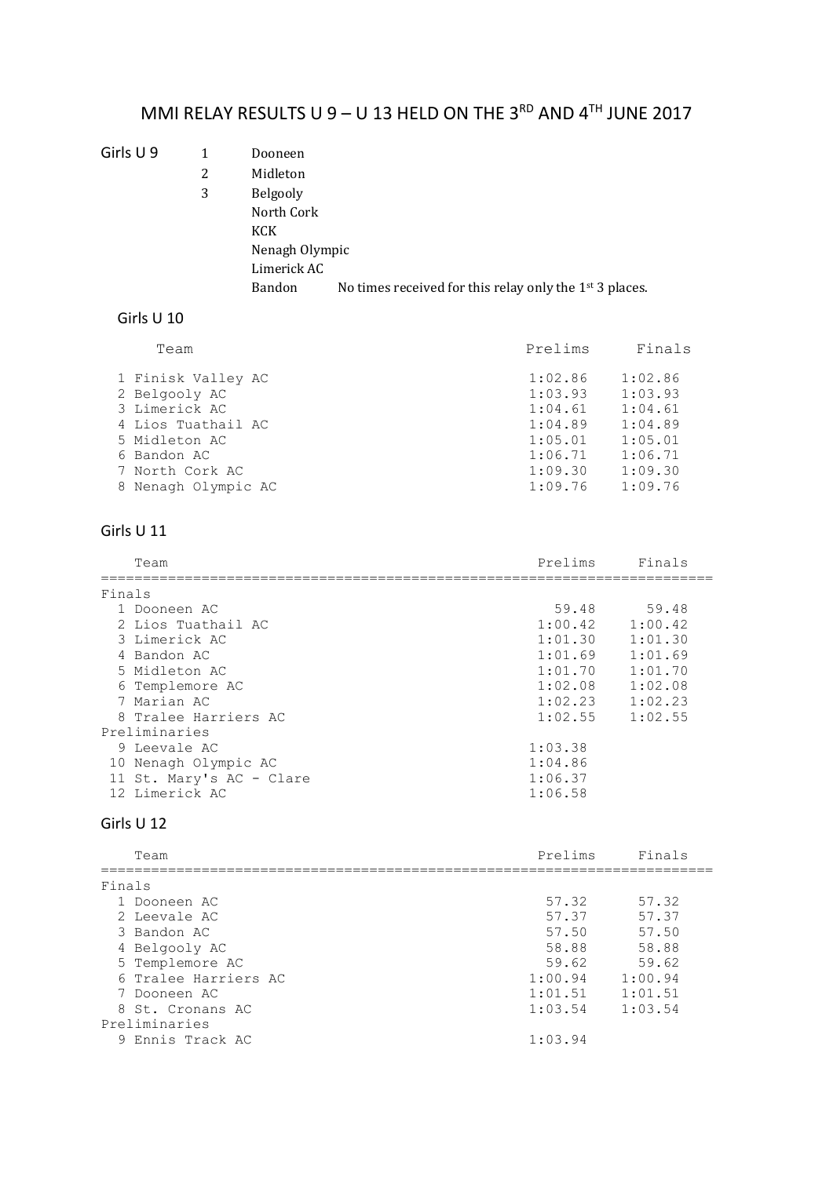# MMI RELAY RESULTS U 9 – U 13 HELD ON THE 3RD AND 4TH JUNE 2017

## Girls U 9

| Place | Team |
|---|---|
| 1 | Dooneen |
| 2 | Midleton |
| 3 | Belgooly |
| | North Cork |
| | KCK |
| | Nenagh Olympic |
| | Limerick AC |
| | Bandon |

No times received for this relay only the 1st 3 places.

## Girls U 10

| | Team | Prelims | Finals |
|---|---|---|---|
| 1 | Finisk Valley AC | 1:02.86 | 1:02.86 |
| 2 | Belgooly AC | 1:03.93 | 1:03.93 |
| 3 | Limerick AC | 1:04.61 | 1:04.61 |
| 4 | Lios Tuathail AC | 1:04.89 | 1:04.89 |
| 5 | Midleton AC | 1:05.01 | 1:05.01 |
| 6 | Bandon AC | 1:06.71 | 1:06.71 |
| 7 | North Cork AC | 1:09.30 | 1:09.30 |
| 8 | Nenagh Olympic AC | 1:09.76 | 1:09.76 |

## Girls U 11

| | Team | Prelims | Finals |
|---|---|---|---|
| **Finals** | | | |
| 1 | Dooneen AC | 59.48 | 59.48 |
| 2 | Lios Tuathail AC | 1:00.42 | 1:00.42 |
| 3 | Limerick AC | 1:01.30 | 1:01.30 |
| 4 | Bandon AC | 1:01.69 | 1:01.69 |
| 5 | Midleton AC | 1:01.70 | 1:01.70 |
| 6 | Templemore AC | 1:02.08 | 1:02.08 |
| 7 | Marian AC | 1:02.23 | 1:02.23 |
| 8 | Tralee Harriers AC | 1:02.55 | 1:02.55 |
| **Preliminaries** | | | |
| 9 | Leevale AC | 1:03.38 | |
| 10 | Nenagh Olympic AC | 1:04.86 | |
| 11 | St. Mary's AC - Clare | 1:06.37 | |
| 12 | Limerick AC | 1:06.58 | |

## Girls U 12

| | Team | Prelims | Finals |
|---|---|---|---|
| **Finals** | | | |
| 1 | Dooneen AC | 57.32 | 57.32 |
| 2 | Leevale AC | 57.37 | 57.37 |
| 3 | Bandon AC | 57.50 | 57.50 |
| 4 | Belgooly AC | 58.88 | 58.88 |
| 5 | Templemore AC | 59.62 | 59.62 |
| 6 | Tralee Harriers AC | 1:00.94 | 1:00.94 |
| 7 | Dooneen AC | 1:01.51 | 1:01.51 |
| 8 | St. Cronans AC | 1:03.54 | 1:03.54 |
| **Preliminaries** | | | |
| 9 | Ennis Track AC | 1:03.94 | |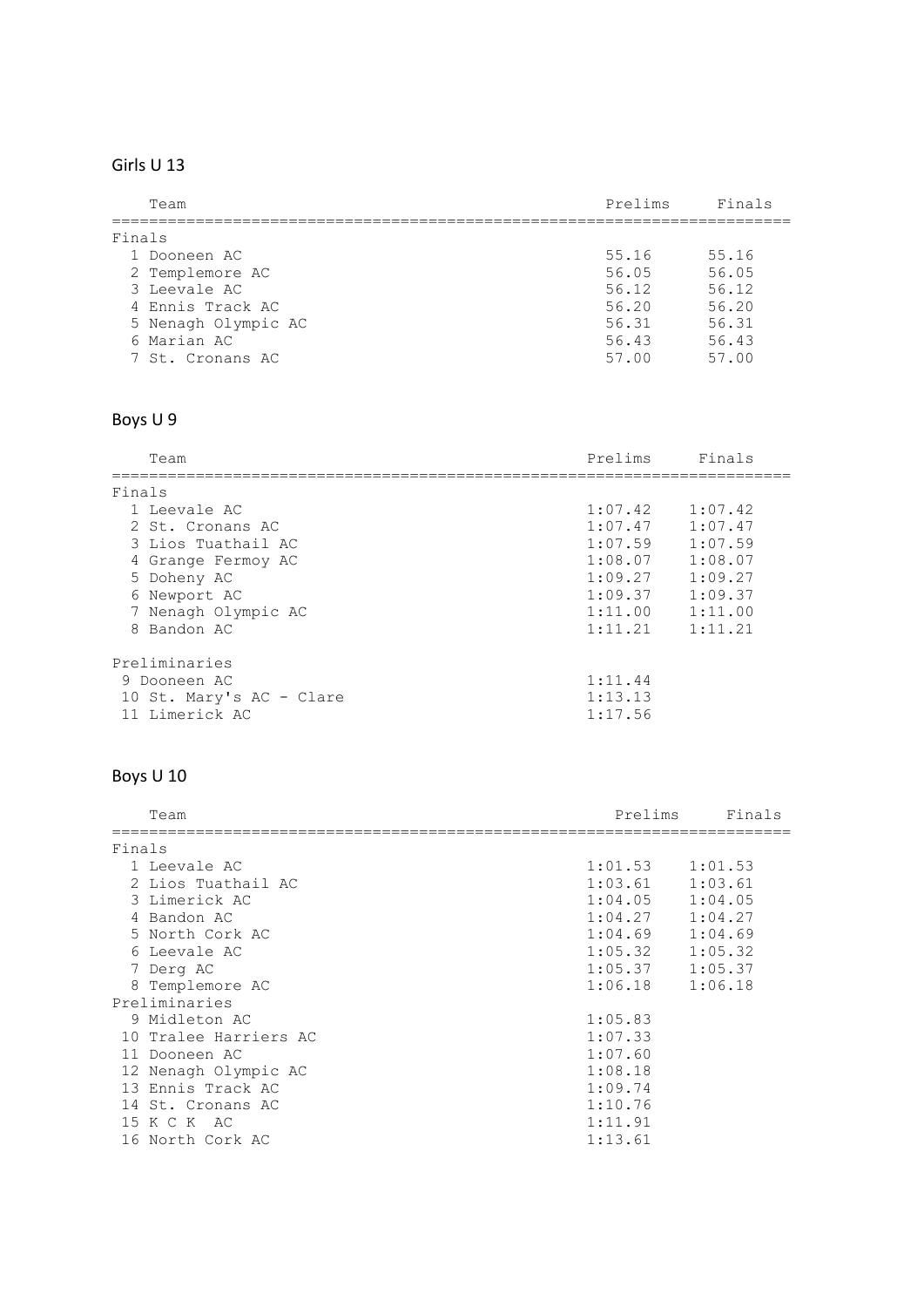## Girls U 13

| Place | Team | Prelims | Finals |
|---|---|---|---|
| **Finals** | | | |
| 1 | Dooneen AC | 55.16 | 55.16 |
| 2 | Templemore AC | 56.05 | 56.05 |
| 3 | Leevale AC | 56.12 | 56.12 |
| 4 | Ennis Track AC | 56.20 | 56.20 |
| 5 | Nenagh Olympic AC | 56.31 | 56.31 |
| 6 | Marian AC | 56.43 | 56.43 |
| 7 | St. Cronans AC | 57.00 | 57.00 |

## Boys U 9

| Place | Team | Prelims | Finals |
|---|---|---|---|
| **Finals** | | | |
| 1 | Leevale AC | 1:07.42 | 1:07.42 |
| 2 | St. Cronans AC | 1:07.47 | 1:07.47 |
| 3 | Lios Tuathail AC | 1:07.59 | 1:07.59 |
| 4 | Grange Fermoy AC | 1:08.07 | 1:08.07 |
| 5 | Doheny AC | 1:09.27 | 1:09.27 |
| 6 | Newport AC | 1:09.37 | 1:09.37 |
| 7 | Nenagh Olympic AC | 1:11.00 | 1:11.00 |
| 8 | Bandon AC | 1:11.21 | 1:11.21 |
| **Preliminaries** | | | |
| 9 | Dooneen AC | 1:11.44 | |
| 10 | St. Mary's AC - Clare | 1:13.13 | |
| 11 | Limerick AC | 1:17.56 | |

## Boys U 10

| Place | Team | Prelims | Finals |
|---|---|---|---|
| **Finals** | | | |
| 1 | Leevale AC | 1:01.53 | 1:01.53 |
| 2 | Lios Tuathail AC | 1:03.61 | 1:03.61 |
| 3 | Limerick AC | 1:04.05 | 1:04.05 |
| 4 | Bandon AC | 1:04.27 | 1:04.27 |
| 5 | North Cork AC | 1:04.69 | 1:04.69 |
| 6 | Leevale AC | 1:05.32 | 1:05.32 |
| 7 | Derg AC | 1:05.37 | 1:05.37 |
| 8 | Templemore AC | 1:06.18 | 1:06.18 |
| **Preliminaries** | | | |
| 9 | Midleton AC | 1:05.83 | |
| 10 | Tralee Harriers AC | 1:07.33 | |
| 11 | Dooneen AC | 1:07.60 | |
| 12 | Nenagh Olympic AC | 1:08.18 | |
| 13 | Ennis Track AC | 1:09.74 | |
| 14 | St. Cronans AC | 1:10.76 | |
| 15 | K C K AC | 1:11.91 | |
| 16 | North Cork AC | 1:13.61 | |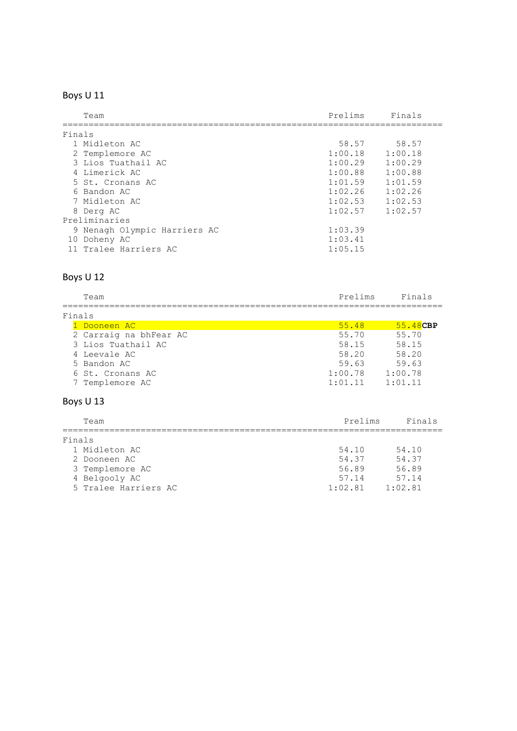## Boys U 11

| | Team | Prelims | Finals |
|---|---|---|---|
| **Finals** | | | |
| 1 | Midleton AC | 58.57 | 58.57 |
| 2 | Templemore AC | 1:00.18 | 1:00.18 |
| 3 | Lios Tuathail AC | 1:00.29 | 1:00.29 |
| 4 | Limerick AC | 1:00.88 | 1:00.88 |
| 5 | St. Cronans AC | 1:01.59 | 1:01.59 |
| 6 | Bandon AC | 1:02.26 | 1:02.26 |
| 7 | Midleton AC | 1:02.53 | 1:02.53 |
| 8 | Derg AC | 1:02.57 | 1:02.57 |
| **Preliminaries** | | | |
| 9 | Nenagh Olympic Harriers AC | 1:03.39 | |
| 10 | Doheny AC | 1:03.41 | |
| 11 | Tralee Harriers AC | 1:05.15 | |

## Boys U 12

| | Team | Prelims | Finals |
|---|---|---|---|
| **Finals** | | | |
| 1 | Dooneen AC | 55.48 | 55.48 **CBP** |
| 2 | Carraig na bhFear AC | 55.70 | 55.70 |
| 3 | Lios Tuathail AC | 58.15 | 58.15 |
| 4 | Leevale AC | 58.20 | 58.20 |
| 5 | Bandon AC | 59.63 | 59.63 |
| 6 | St. Cronans AC | 1:00.78 | 1:00.78 |
| 7 | Templemore AC | 1:01.11 | 1:01.11 |

## Boys U 13

| | Team | Prelims | Finals |
|---|---|---|---|
| **Finals** | | | |
| 1 | Midleton AC | 54.10 | 54.10 |
| 2 | Dooneen AC | 54.37 | 54.37 |
| 3 | Templemore AC | 56.89 | 56.89 |
| 4 | Belgooly AC | 57.14 | 57.14 |
| 5 | Tralee Harriers AC | 1:02.81 | 1:02.81 |